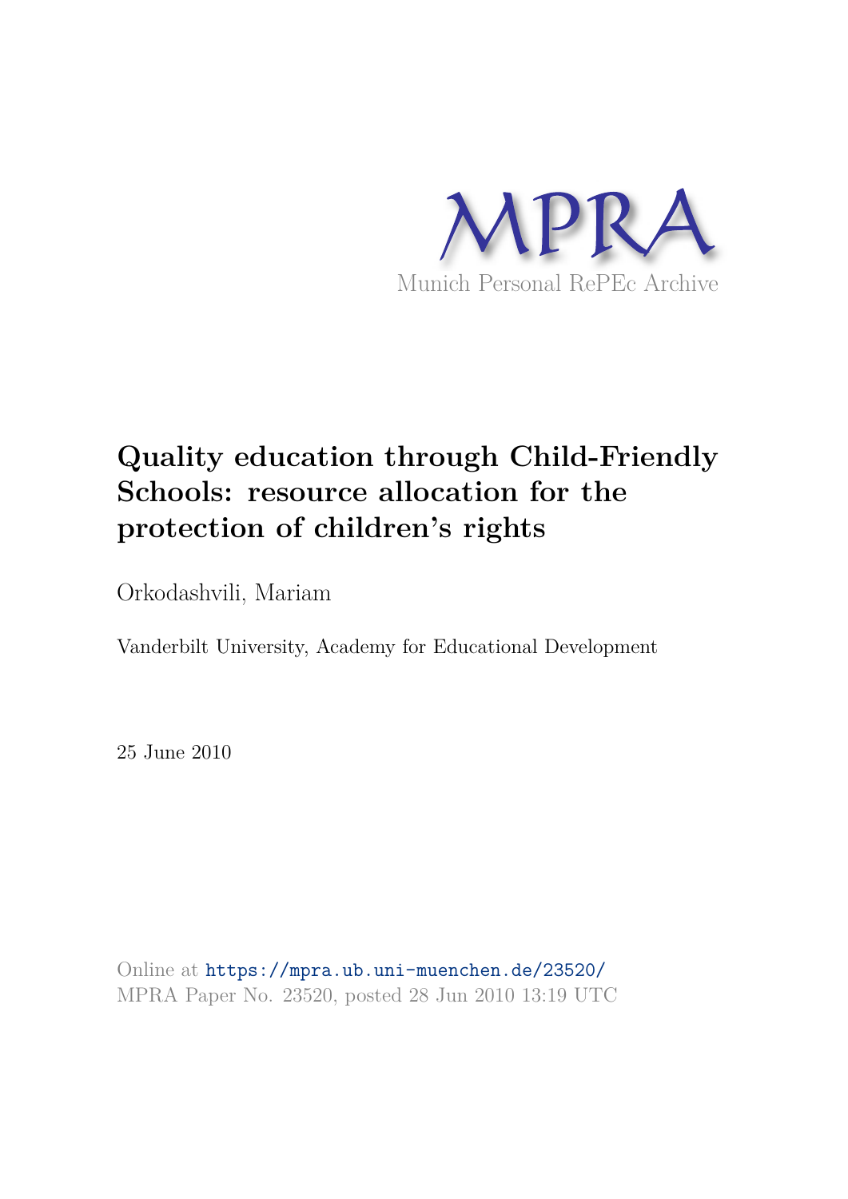MPRA

Munich Personal RePEc Archive

# Quality education through Child-Friendly Schools: resource allocation for the protection of children's rights

Orkodashvili, Mariam

Vanderbilt University, Academy for Educational Development

25 June 2010

Online at https://mpra.ub.uni-muenchen.de/23520/
MPRA Paper No. 23520, posted 28 Jun 2010 13:19 UTC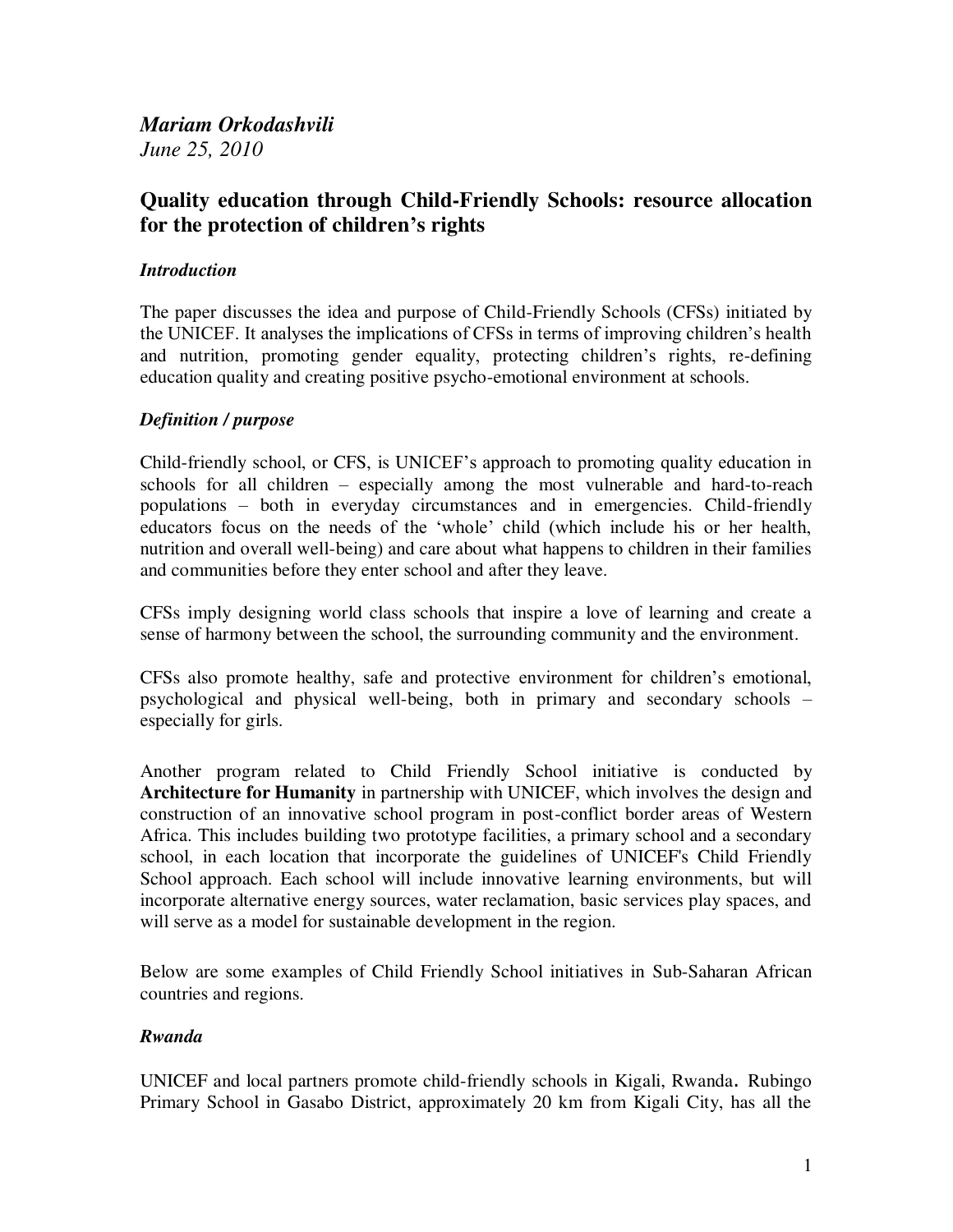*Mariam Orkodashvili*
*June 25, 2010*

## Quality education through Child-Friendly Schools: resource allocation for the protection of children's rights

### *Introduction*

The paper discusses the idea and purpose of Child-Friendly Schools (CFSs) initiated by the UNICEF. It analyses the implications of CFSs in terms of improving children's health and nutrition, promoting gender equality, protecting children's rights, re-defining education quality and creating positive psycho-emotional environment at schools.

### *Definition / purpose*

Child-friendly school, or CFS, is UNICEF's approach to promoting quality education in schools for all children – especially among the most vulnerable and hard-to-reach populations – both in everyday circumstances and in emergencies. Child-friendly educators focus on the needs of the 'whole' child (which include his or her health, nutrition and overall well-being) and care about what happens to children in their families and communities before they enter school and after they leave.

CFSs imply designing world class schools that inspire a love of learning and create a sense of harmony between the school, the surrounding community and the environment.

CFSs also promote healthy, safe and protective environment for children's emotional, psychological and physical well-being, both in primary and secondary schools – especially for girls.

Another program related to Child Friendly School initiative is conducted by **Architecture for Humanity** in partnership with UNICEF, which involves the design and construction of an innovative school program in post-conflict border areas of Western Africa. This includes building two prototype facilities, a primary school and a secondary school, in each location that incorporate the guidelines of UNICEF's Child Friendly School approach. Each school will include innovative learning environments, but will incorporate alternative energy sources, water reclamation, basic services play spaces, and will serve as a model for sustainable development in the region.

Below are some examples of Child Friendly School initiatives in Sub-Saharan African countries and regions.

### *Rwanda*

UNICEF and local partners promote child-friendly schools in Kigali, Rwanda**.** Rubingo Primary School in Gasabo District, approximately 20 km from Kigali City, has all the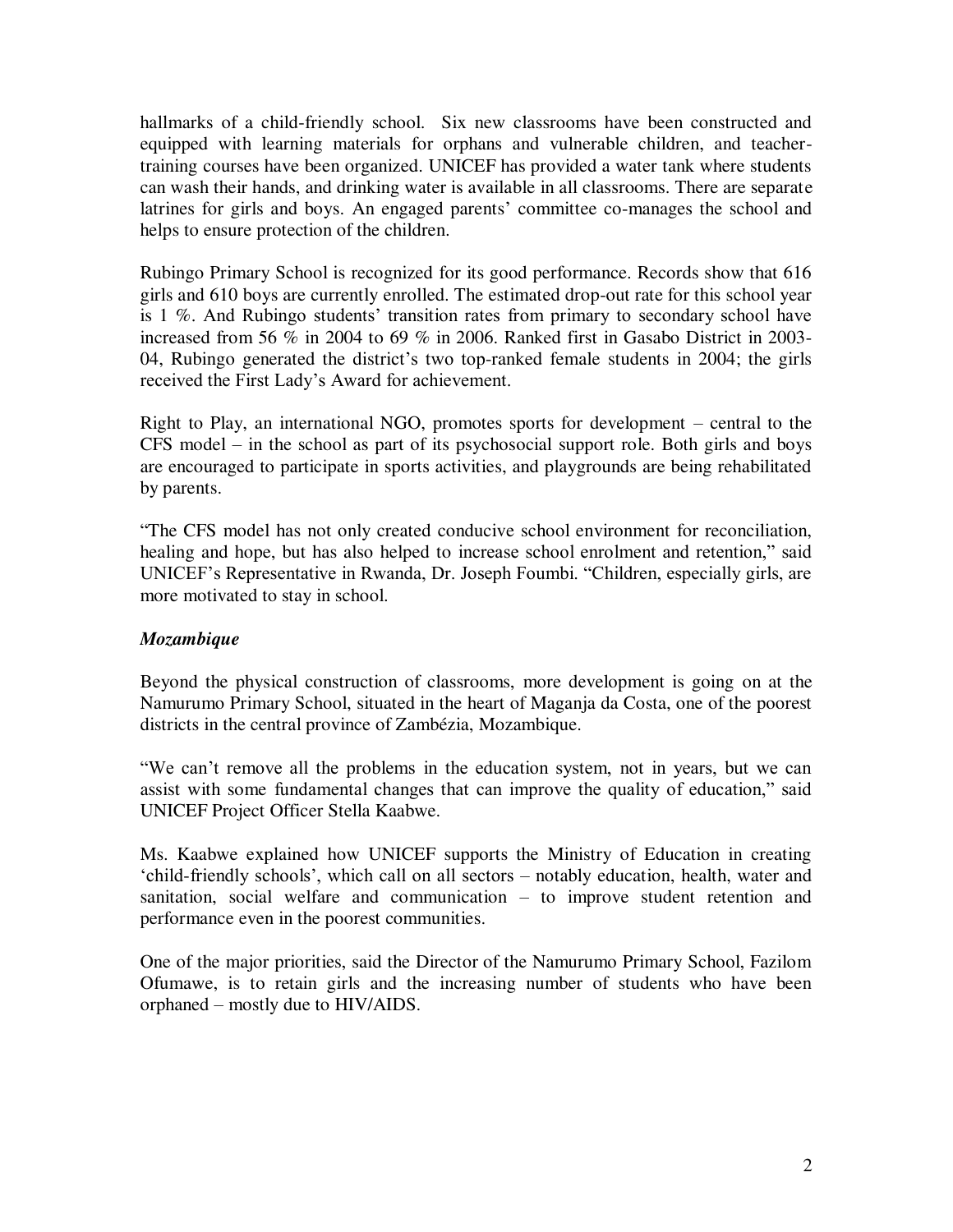hallmarks of a child-friendly school. Six new classrooms have been constructed and equipped with learning materials for orphans and vulnerable children, and teacher-training courses have been organized. UNICEF has provided a water tank where students can wash their hands, and drinking water is available in all classrooms. There are separate latrines for girls and boys. An engaged parents' committee co-manages the school and helps to ensure protection of the children.

Rubingo Primary School is recognized for its good performance. Records show that 616 girls and 610 boys are currently enrolled. The estimated drop-out rate for this school year is 1 %. And Rubingo students' transition rates from primary to secondary school have increased from 56 % in 2004 to 69 % in 2006. Ranked first in Gasabo District in 2003-04, Rubingo generated the district's two top-ranked female students in 2004; the girls received the First Lady's Award for achievement.

Right to Play, an international NGO, promotes sports for development – central to the CFS model – in the school as part of its psychosocial support role. Both girls and boys are encouraged to participate in sports activities, and playgrounds are being rehabilitated by parents.

"The CFS model has not only created conducive school environment for reconciliation, healing and hope, but has also helped to increase school enrolment and retention," said UNICEF's Representative in Rwanda, Dr. Joseph Foumbi. "Children, especially girls, are more motivated to stay in school.

### *Mozambique*

Beyond the physical construction of classrooms, more development is going on at the Namurumo Primary School, situated in the heart of Maganja da Costa, one of the poorest districts in the central province of Zambézia, Mozambique.

"We can't remove all the problems in the education system, not in years, but we can assist with some fundamental changes that can improve the quality of education," said UNICEF Project Officer Stella Kaabwe.

Ms. Kaabwe explained how UNICEF supports the Ministry of Education in creating 'child-friendly schools', which call on all sectors – notably education, health, water and sanitation, social welfare and communication – to improve student retention and performance even in the poorest communities.

One of the major priorities, said the Director of the Namurumo Primary School, Fazilom Ofumawe, is to retain girls and the increasing number of students who have been orphaned – mostly due to HIV/AIDS.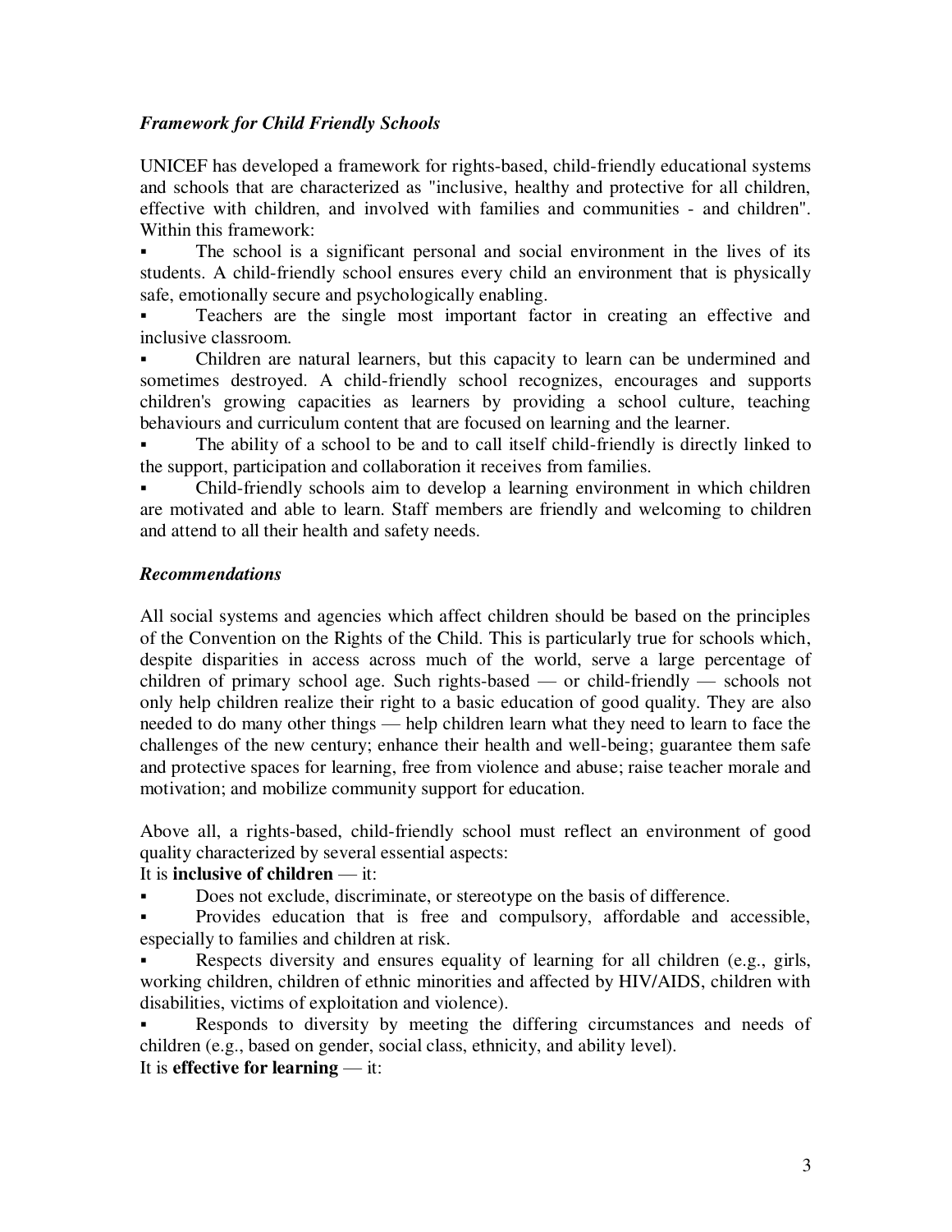### *Framework for Child Friendly Schools*

UNICEF has developed a framework for rights-based, child-friendly educational systems and schools that are characterized as "inclusive, healthy and protective for all children, effective with children, and involved with families and communities - and children". Within this framework:

- The school is a significant personal and social environment in the lives of its students. A child-friendly school ensures every child an environment that is physically safe, emotionally secure and psychologically enabling.
- Teachers are the single most important factor in creating an effective and inclusive classroom.
- Children are natural learners, but this capacity to learn can be undermined and sometimes destroyed. A child-friendly school recognizes, encourages and supports children's growing capacities as learners by providing a school culture, teaching behaviours and curriculum content that are focused on learning and the learner.
- The ability of a school to be and to call itself child-friendly is directly linked to the support, participation and collaboration it receives from families.
- Child-friendly schools aim to develop a learning environment in which children are motivated and able to learn. Staff members are friendly and welcoming to children and attend to all their health and safety needs.

### *Recommendations*

All social systems and agencies which affect children should be based on the principles of the Convention on the Rights of the Child. This is particularly true for schools which, despite disparities in access across much of the world, serve a large percentage of children of primary school age. Such rights-based — or child-friendly — schools not only help children realize their right to a basic education of good quality. They are also needed to do many other things — help children learn what they need to learn to face the challenges of the new century; enhance their health and well-being; guarantee them safe and protective spaces for learning, free from violence and abuse; raise teacher morale and motivation; and mobilize community support for education.

Above all, a rights-based, child-friendly school must reflect an environment of good quality characterized by several essential aspects:

It is **inclusive of children** — it:

- Does not exclude, discriminate, or stereotype on the basis of difference.
- Provides education that is free and compulsory, affordable and accessible, especially to families and children at risk.
- Respects diversity and ensures equality of learning for all children (e.g., girls, working children, children of ethnic minorities and affected by HIV/AIDS, children with disabilities, victims of exploitation and violence).
- Responds to diversity by meeting the differing circumstances and needs of children (e.g., based on gender, social class, ethnicity, and ability level).

It is **effective for learning** — it: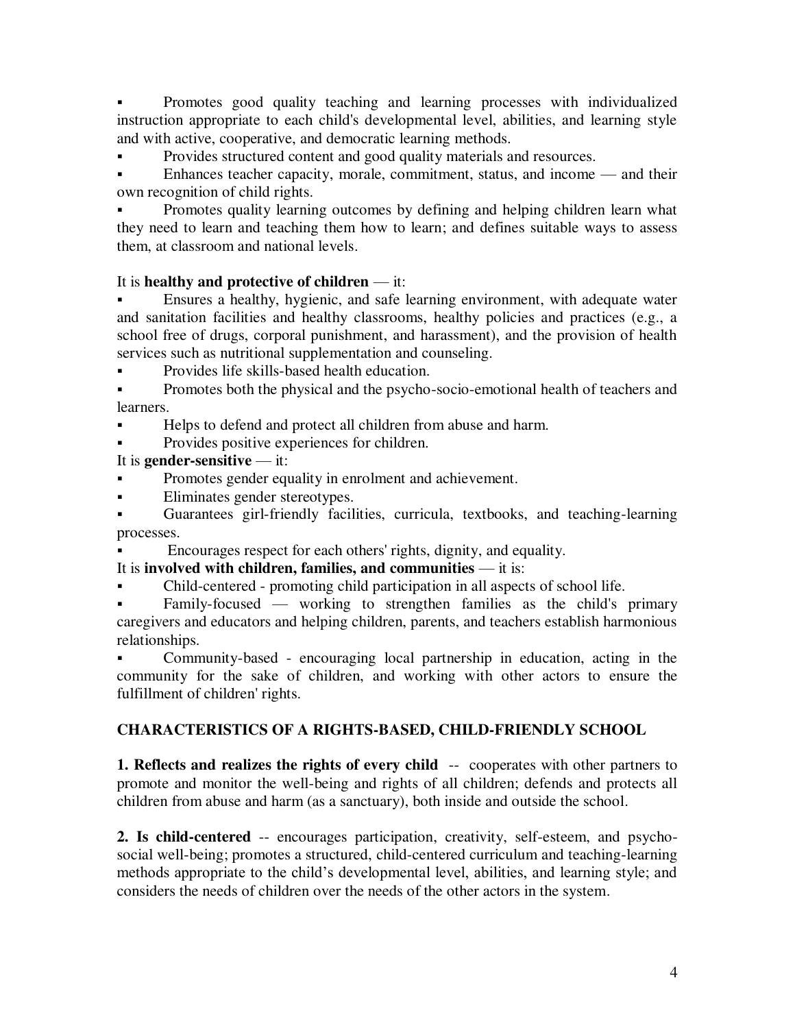- Promotes good quality teaching and learning processes with individualized instruction appropriate to each child's developmental level, abilities, and learning style and with active, cooperative, and democratic learning methods.
- Provides structured content and good quality materials and resources.
- Enhances teacher capacity, morale, commitment, status, and income — and their own recognition of child rights.
- Promotes quality learning outcomes by defining and helping children learn what they need to learn and teaching them how to learn; and defines suitable ways to assess them, at classroom and national levels.

It is **healthy and protective of children** — it:

- Ensures a healthy, hygienic, and safe learning environment, with adequate water and sanitation facilities and healthy classrooms, healthy policies and practices (e.g., a school free of drugs, corporal punishment, and harassment), and the provision of health services such as nutritional supplementation and counseling.
- Provides life skills-based health education.
- Promotes both the physical and the psycho-socio-emotional health of teachers and learners.
- Helps to defend and protect all children from abuse and harm.
- Provides positive experiences for children.

It is **gender-sensitive** — it:

- Promotes gender equality in enrolment and achievement.
- Eliminates gender stereotypes.
- Guarantees girl-friendly facilities, curricula, textbooks, and teaching-learning processes.
- Encourages respect for each others' rights, dignity, and equality.

It is **involved with children, families, and communities** — it is:

- Child-centered - promoting child participation in all aspects of school life.
- Family-focused — working to strengthen families as the child's primary caregivers and educators and helping children, parents, and teachers establish harmonious relationships.
- Community-based - encouraging local partnership in education, acting in the community for the sake of children, and working with other actors to ensure the fulfillment of children' rights.

## CHARACTERISTICS OF A RIGHTS-BASED, CHILD-FRIENDLY SCHOOL

**1. Reflects and realizes the rights of every child** -- cooperates with other partners to promote and monitor the well-being and rights of all children; defends and protects all children from abuse and harm (as a sanctuary), both inside and outside the school.

**2. Is child-centered** -- encourages participation, creativity, self-esteem, and psycho-social well-being; promotes a structured, child-centered curriculum and teaching-learning methods appropriate to the child's developmental level, abilities, and learning style; and considers the needs of children over the needs of the other actors in the system.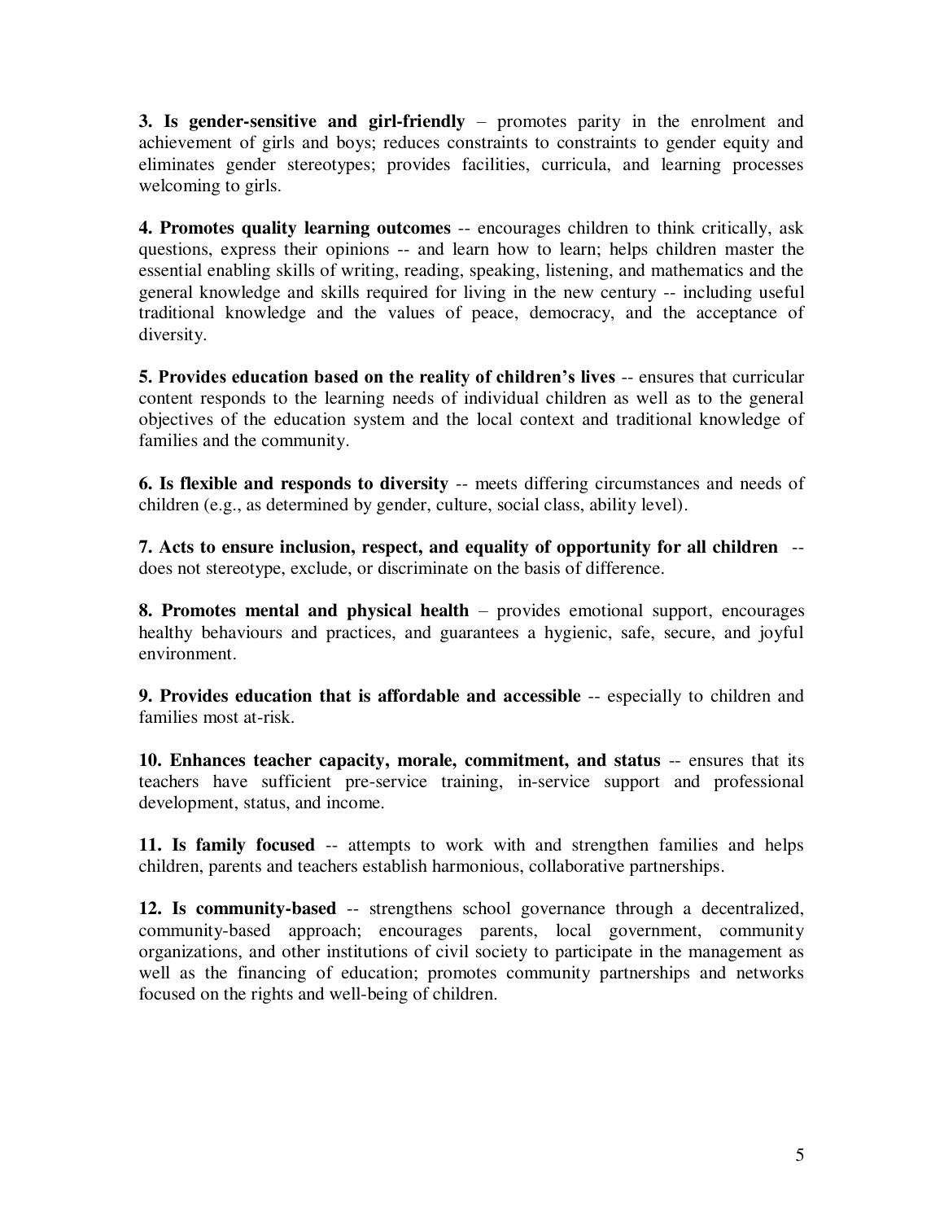**3. Is gender-sensitive and girl-friendly** – promotes parity in the enrolment and achievement of girls and boys; reduces constraints to constraints to gender equity and eliminates gender stereotypes; provides facilities, curricula, and learning processes welcoming to girls.

**4. Promotes quality learning outcomes** -- encourages children to think critically, ask questions, express their opinions -- and learn how to learn; helps children master the essential enabling skills of writing, reading, speaking, listening, and mathematics and the general knowledge and skills required for living in the new century -- including useful traditional knowledge and the values of peace, democracy, and the acceptance of diversity.

**5. Provides education based on the reality of children's lives** -- ensures that curricular content responds to the learning needs of individual children as well as to the general objectives of the education system and the local context and traditional knowledge of families and the community.

**6. Is flexible and responds to diversity** -- meets differing circumstances and needs of children (e.g., as determined by gender, culture, social class, ability level).

**7. Acts to ensure inclusion, respect, and equality of opportunity for all children** -- does not stereotype, exclude, or discriminate on the basis of difference.

**8. Promotes mental and physical health** – provides emotional support, encourages healthy behaviours and practices, and guarantees a hygienic, safe, secure, and joyful environment.

**9. Provides education that is affordable and accessible** -- especially to children and families most at-risk.

**10. Enhances teacher capacity, morale, commitment, and status** -- ensures that its teachers have sufficient pre-service training, in-service support and professional development, status, and income.

**11. Is family focused** -- attempts to work with and strengthen families and helps children, parents and teachers establish harmonious, collaborative partnerships.

**12. Is community-based** -- strengthens school governance through a decentralized, community-based approach; encourages parents, local government, community organizations, and other institutions of civil society to participate in the management as well as the financing of education; promotes community partnerships and networks focused on the rights and well-being of children.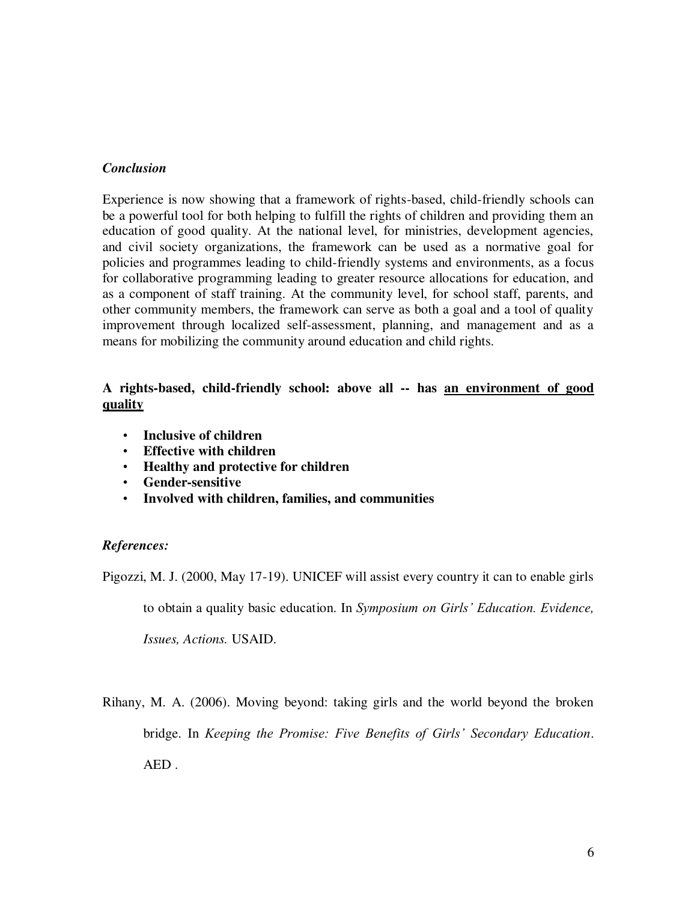*Conclusion*

Experience is now showing that a framework of rights-based, child-friendly schools can be a powerful tool for both helping to fulfill the rights of children and providing them an education of good quality. At the national level, for ministries, development agencies, and civil society organizations, the framework can be used as a normative goal for policies and programmes leading to child-friendly systems and environments, as a focus for collaborative programming leading to greater resource allocations for education, and as a component of staff training. At the community level, for school staff, parents, and other community members, the framework can serve as both a goal and a tool of quality improvement through localized self-assessment, planning, and management and as a means for mobilizing the community around education and child rights.

**A rights-based, child-friendly school: above all -- has <u>an environment of good quality</u>**

- **Inclusive of children**
- **Effective with children**
- **Healthy and protective for children**
- **Gender-sensitive**
- **Involved with children, families, and communities**

*References:*

Pigozzi, M. J. (2000, May 17-19). UNICEF will assist every country it can to enable girls to obtain a quality basic education. In *Symposium on Girls' Education. Evidence, Issues, Actions.* USAID.

Rihany, M. A. (2006). Moving beyond: taking girls and the world beyond the broken bridge. In *Keeping the Promise: Five Benefits of Girls' Secondary Education*. AED .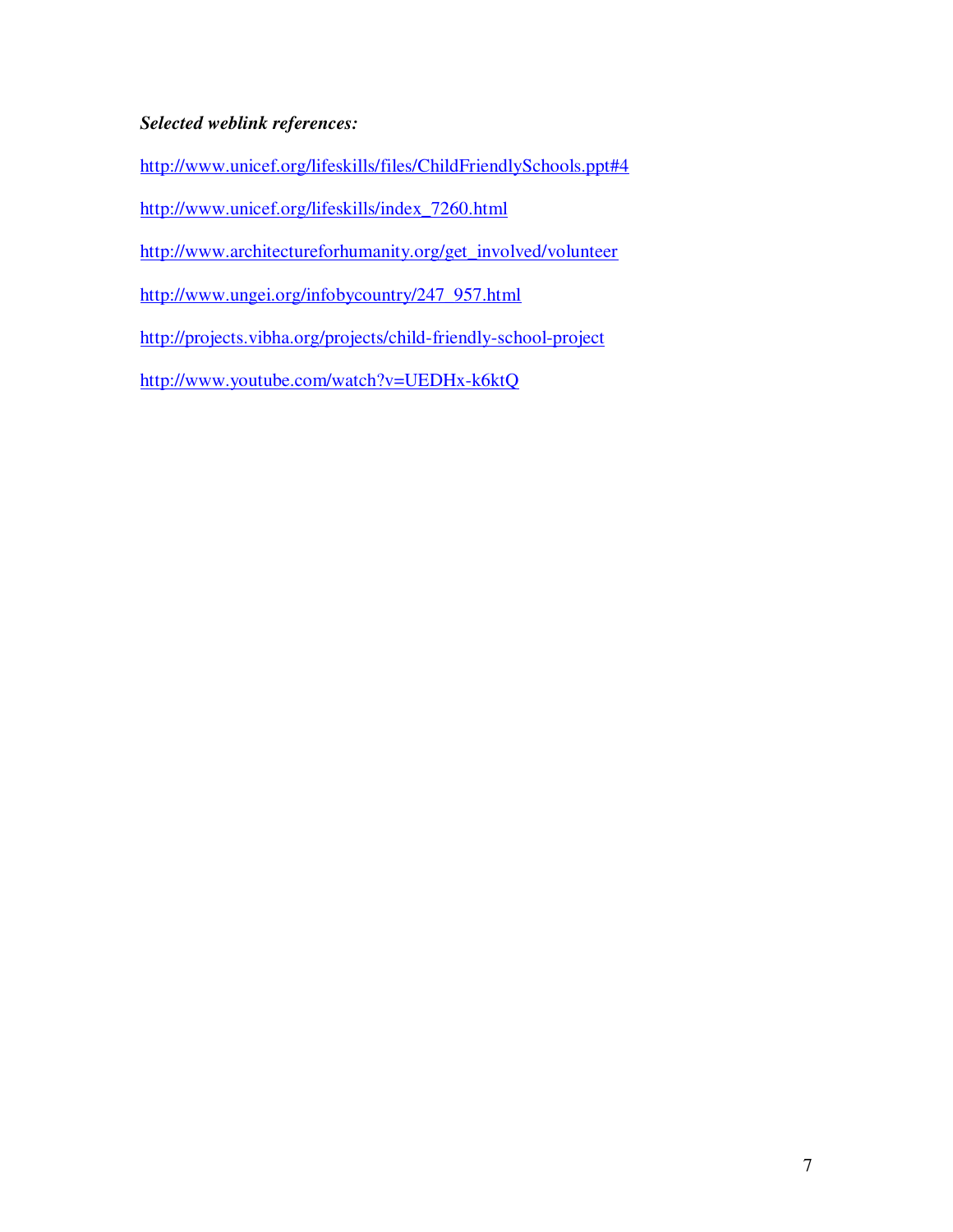***Selected weblink references:***

http://www.unicef.org/lifeskills/files/ChildFriendlySchools.ppt#4

http://www.unicef.org/lifeskills/index_7260.html

http://www.architectureforhumanity.org/get_involved/volunteer

http://www.ungei.org/infobycountry/247_957.html

http://projects.vibha.org/projects/child-friendly-school-project

http://www.youtube.com/watch?v=UEDHx-k6ktQ